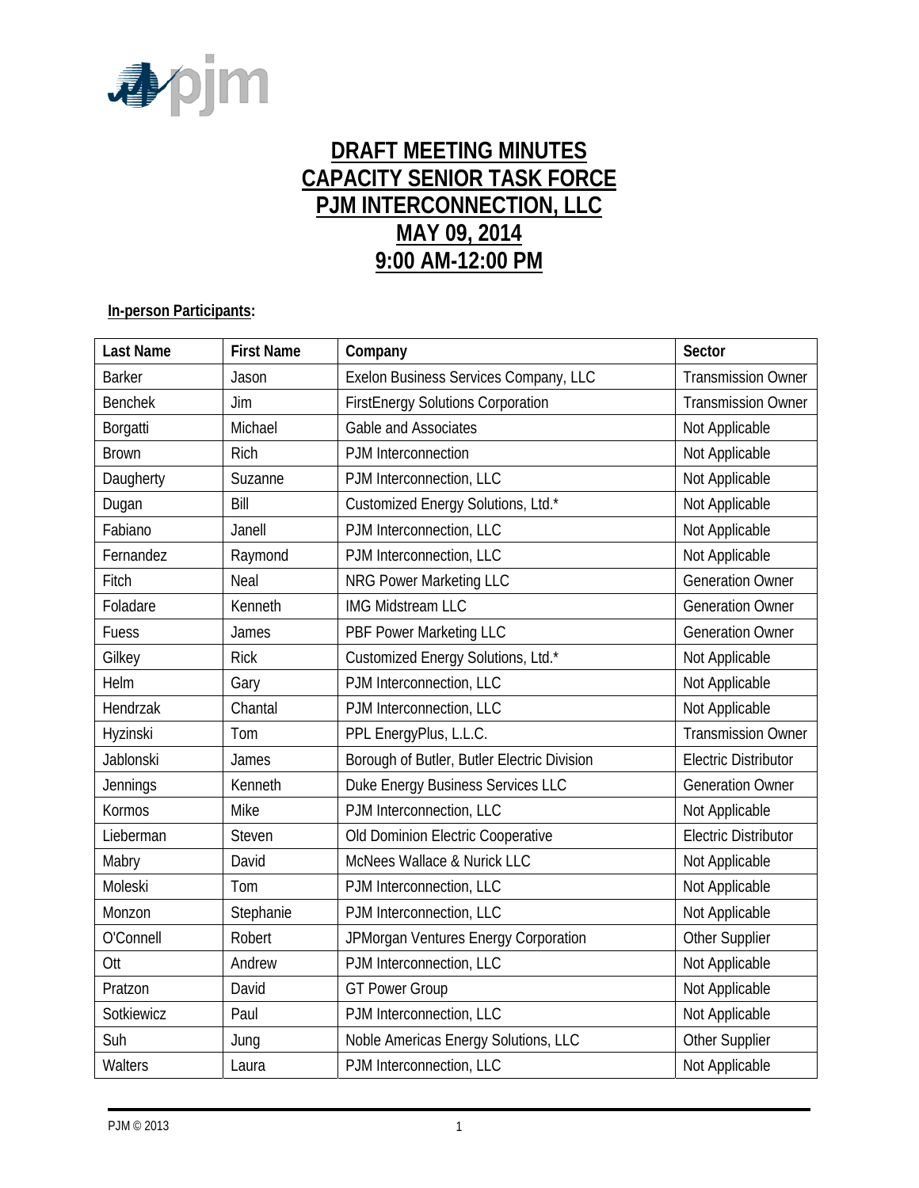# DRAFT MEETING MINUTES
# CAPACITY SENIOR TASK FORCE
# PJM INTERCONNECTION, LLC
# MAY 09, 2014
# 9:00 AM-12:00 PM

**In-person Participants:**

| Last Name | First Name | Company | Sector |
|---|---|---|---|
| Barker | Jason | Exelon Business Services Company, LLC | Transmission Owner |
| Benchek | Jim | FirstEnergy Solutions Corporation | Transmission Owner |
| Borgatti | Michael | Gable and Associates | Not Applicable |
| Brown | Rich | PJM Interconnection | Not Applicable |
| Daugherty | Suzanne | PJM Interconnection, LLC | Not Applicable |
| Dugan | Bill | Customized Energy Solutions, Ltd.* | Not Applicable |
| Fabiano | Janell | PJM Interconnection, LLC | Not Applicable |
| Fernandez | Raymond | PJM Interconnection, LLC | Not Applicable |
| Fitch | Neal | NRG Power Marketing LLC | Generation Owner |
| Foladare | Kenneth | IMG Midstream LLC | Generation Owner |
| Fuess | James | PBF Power Marketing LLC | Generation Owner |
| Gilkey | Rick | Customized Energy Solutions, Ltd.* | Not Applicable |
| Helm | Gary | PJM Interconnection, LLC | Not Applicable |
| Hendrzak | Chantal | PJM Interconnection, LLC | Not Applicable |
| Hyzinski | Tom | PPL EnergyPlus, L.L.C. | Transmission Owner |
| Jablonski | James | Borough of Butler, Butler Electric Division | Electric Distributor |
| Jennings | Kenneth | Duke Energy Business Services LLC | Generation Owner |
| Kormos | Mike | PJM Interconnection, LLC | Not Applicable |
| Lieberman | Steven | Old Dominion Electric Cooperative | Electric Distributor |
| Mabry | David | McNees Wallace & Nurick LLC | Not Applicable |
| Moleski | Tom | PJM Interconnection, LLC | Not Applicable |
| Monzon | Stephanie | PJM Interconnection, LLC | Not Applicable |
| O'Connell | Robert | JPMorgan Ventures Energy Corporation | Other Supplier |
| Ott | Andrew | PJM Interconnection, LLC | Not Applicable |
| Pratzon | David | GT Power Group | Not Applicable |
| Sotkiewicz | Paul | PJM Interconnection, LLC | Not Applicable |
| Suh | Jung | Noble Americas Energy Solutions, LLC | Other Supplier |
| Walters | Laura | PJM Interconnection, LLC | Not Applicable |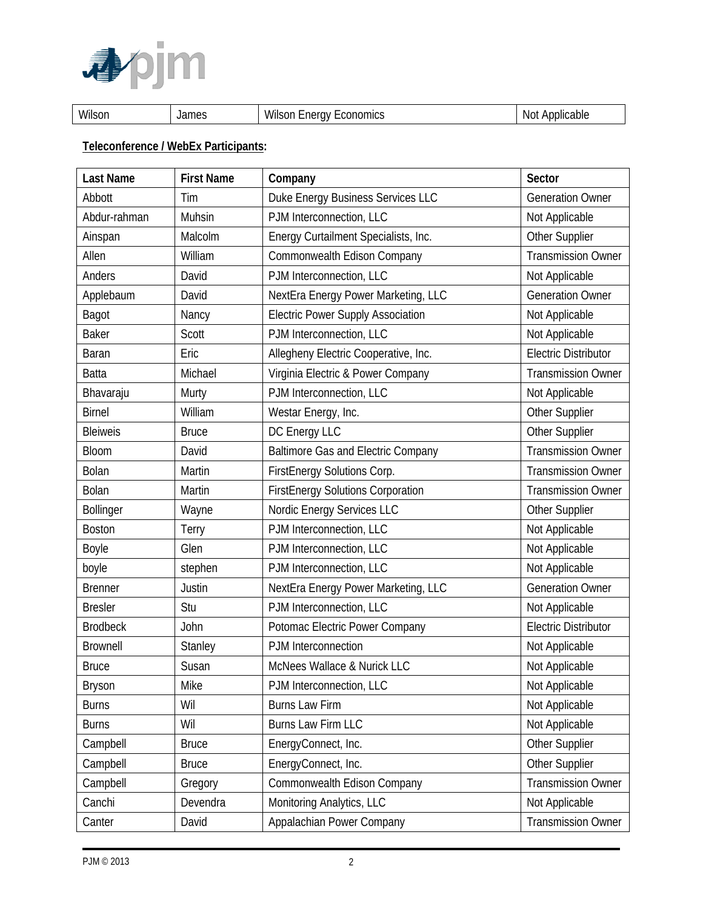| Wilson | James | Wilson Energy Economics | Not Applicable |
|---|---|---|---|

**Teleconference / WebEx Participants:**

| Last Name | First Name | Company | Sector |
|---|---|---|---|
| Abbott | Tim | Duke Energy Business Services LLC | Generation Owner |
| Abdur-rahman | Muhsin | PJM Interconnection, LLC | Not Applicable |
| Ainspan | Malcolm | Energy Curtailment Specialists, Inc. | Other Supplier |
| Allen | William | Commonwealth Edison Company | Transmission Owner |
| Anders | David | PJM Interconnection, LLC | Not Applicable |
| Applebaum | David | NextEra Energy Power Marketing, LLC | Generation Owner |
| Bagot | Nancy | Electric Power Supply Association | Not Applicable |
| Baker | Scott | PJM Interconnection, LLC | Not Applicable |
| Baran | Eric | Allegheny Electric Cooperative, Inc. | Electric Distributor |
| Batta | Michael | Virginia Electric & Power Company | Transmission Owner |
| Bhavaraju | Murty | PJM Interconnection, LLC | Not Applicable |
| Birnel | William | Westar Energy, Inc. | Other Supplier |
| Bleiweis | Bruce | DC Energy LLC | Other Supplier |
| Bloom | David | Baltimore Gas and Electric Company | Transmission Owner |
| Bolan | Martin | FirstEnergy Solutions Corp. | Transmission Owner |
| Bolan | Martin | FirstEnergy Solutions Corporation | Transmission Owner |
| Bollinger | Wayne | Nordic Energy Services LLC | Other Supplier |
| Boston | Terry | PJM Interconnection, LLC | Not Applicable |
| Boyle | Glen | PJM Interconnection, LLC | Not Applicable |
| boyle | stephen | PJM Interconnection, LLC | Not Applicable |
| Brenner | Justin | NextEra Energy Power Marketing, LLC | Generation Owner |
| Bresler | Stu | PJM Interconnection, LLC | Not Applicable |
| Brodbeck | John | Potomac Electric Power Company | Electric Distributor |
| Brownell | Stanley | PJM Interconnection | Not Applicable |
| Bruce | Susan | McNees Wallace & Nurick LLC | Not Applicable |
| Bryson | Mike | PJM Interconnection, LLC | Not Applicable |
| Burns | Wil | Burns Law Firm | Not Applicable |
| Burns | Wil | Burns Law Firm LLC | Not Applicable |
| Campbell | Bruce | EnergyConnect, Inc. | Other Supplier |
| Campbell | Bruce | EnergyConnect, Inc. | Other Supplier |
| Campbell | Gregory | Commonwealth Edison Company | Transmission Owner |
| Canchi | Devendra | Monitoring Analytics, LLC | Not Applicable |
| Canter | David | Appalachian Power Company | Transmission Owner |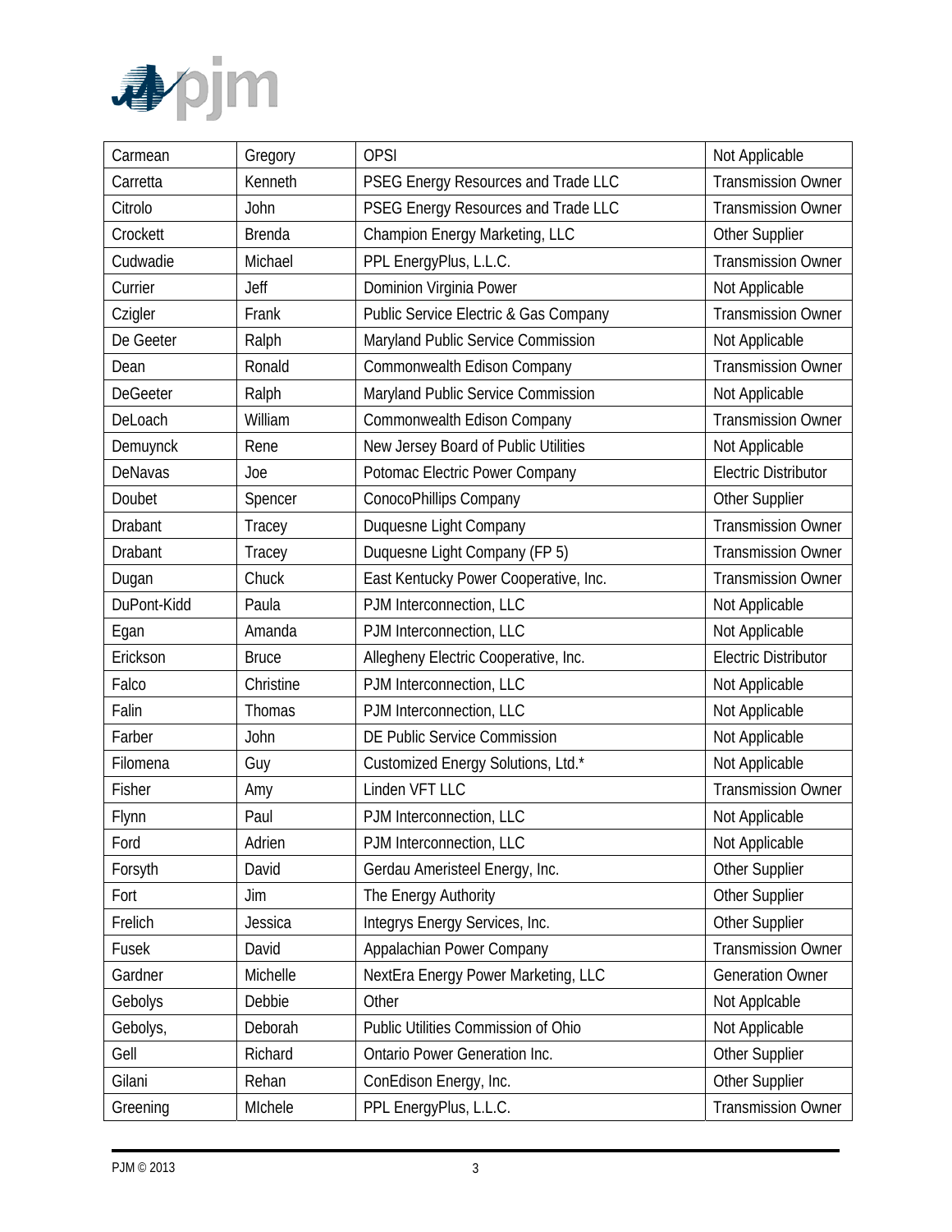| Carmean | Gregory | OPSI | Not Applicable |
|---|---|---|---|
| Carretta | Kenneth | PSEG Energy Resources and Trade LLC | Transmission Owner |
| Citrolo | John | PSEG Energy Resources and Trade LLC | Transmission Owner |
| Crockett | Brenda | Champion Energy Marketing, LLC | Other Supplier |
| Cudwadie | Michael | PPL EnergyPlus, L.L.C. | Transmission Owner |
| Currier | Jeff | Dominion Virginia Power | Not Applicable |
| Czigler | Frank | Public Service Electric & Gas Company | Transmission Owner |
| De Geeter | Ralph | Maryland Public Service Commission | Not Applicable |
| Dean | Ronald | Commonwealth Edison Company | Transmission Owner |
| DeGeeter | Ralph | Maryland Public Service Commission | Not Applicable |
| DeLoach | William | Commonwealth Edison Company | Transmission Owner |
| Demuynck | Rene | New Jersey Board of Public Utilities | Not Applicable |
| DeNavas | Joe | Potomac Electric Power Company | Electric Distributor |
| Doubet | Spencer | ConocoPhillips Company | Other Supplier |
| Drabant | Tracey | Duquesne Light Company | Transmission Owner |
| Drabant | Tracey | Duquesne Light Company (FP 5) | Transmission Owner |
| Dugan | Chuck | East Kentucky Power Cooperative, Inc. | Transmission Owner |
| DuPont-Kidd | Paula | PJM Interconnection, LLC | Not Applicable |
| Egan | Amanda | PJM Interconnection, LLC | Not Applicable |
| Erickson | Bruce | Allegheny Electric Cooperative, Inc. | Electric Distributor |
| Falco | Christine | PJM Interconnection, LLC | Not Applicable |
| Falin | Thomas | PJM Interconnection, LLC | Not Applicable |
| Farber | John | DE Public Service Commission | Not Applicable |
| Filomena | Guy | Customized Energy Solutions, Ltd.* | Not Applicable |
| Fisher | Amy | Linden VFT LLC | Transmission Owner |
| Flynn | Paul | PJM Interconnection, LLC | Not Applicable |
| Ford | Adrien | PJM Interconnection, LLC | Not Applicable |
| Forsyth | David | Gerdau Ameristeel Energy, Inc. | Other Supplier |
| Fort | Jim | The Energy Authority | Other Supplier |
| Frelich | Jessica | Integrys Energy Services, Inc. | Other Supplier |
| Fusek | David | Appalachian Power Company | Transmission Owner |
| Gardner | Michelle | NextEra Energy Power Marketing, LLC | Generation Owner |
| Gebolys | Debbie | Other | Not Applcable |
| Gebolys, | Deborah | Public Utilities Commission of Ohio | Not Applicable |
| Gell | Richard | Ontario Power Generation Inc. | Other Supplier |
| Gilani | Rehan | ConEdison Energy, Inc. | Other Supplier |
| Greening | MIchele | PPL EnergyPlus, L.L.C. | Transmission Owner |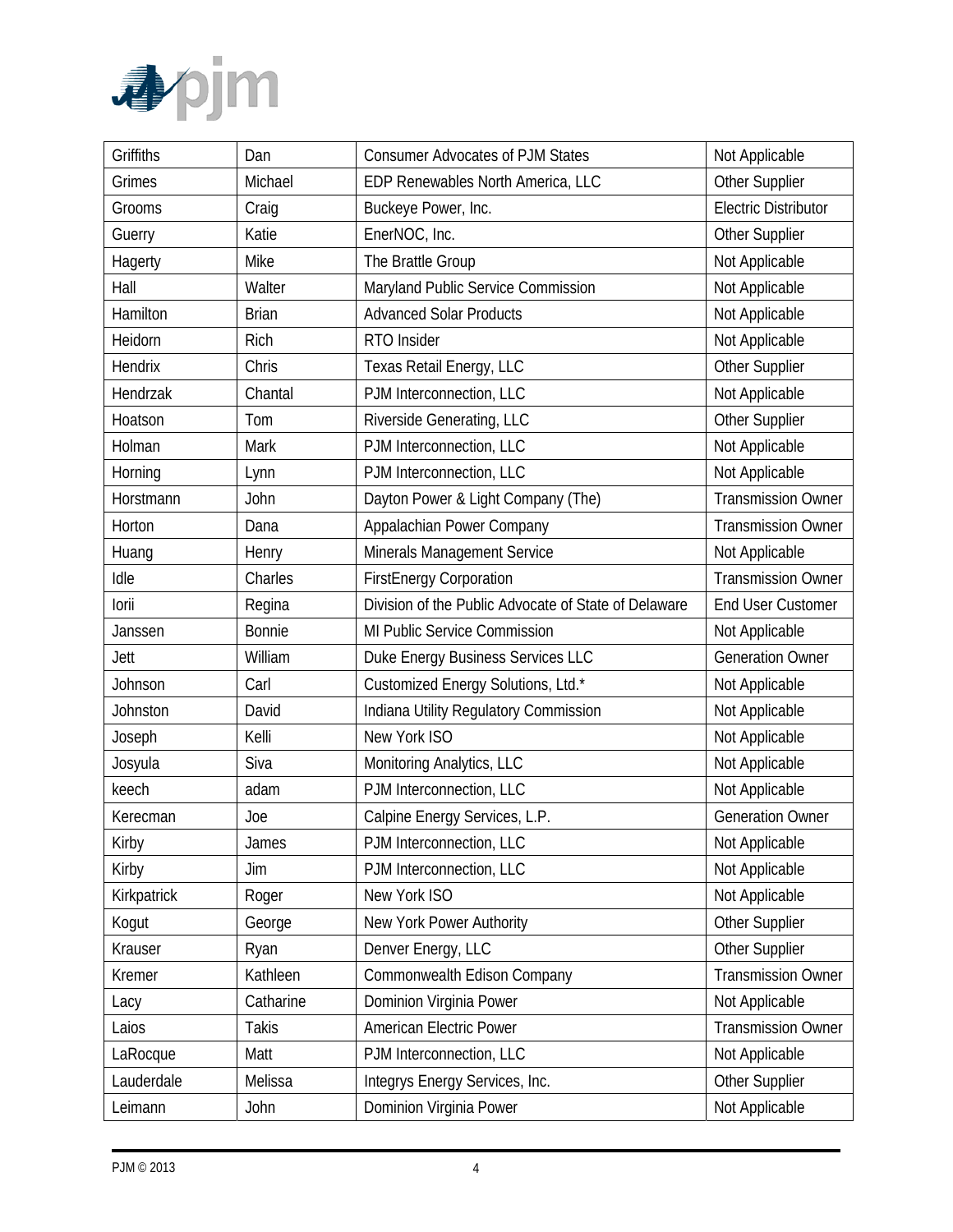| Griffiths | Dan | Consumer Advocates of PJM States | Not Applicable |
|---|---|---|---|
| Grimes | Michael | EDP Renewables North America, LLC | Other Supplier |
| Grooms | Craig | Buckeye Power, Inc. | Electric Distributor |
| Guerry | Katie | EnerNOC, Inc. | Other Supplier |
| Hagerty | Mike | The Brattle Group | Not Applicable |
| Hall | Walter | Maryland Public Service Commission | Not Applicable |
| Hamilton | Brian | Advanced Solar Products | Not Applicable |
| Heidorn | Rich | RTO Insider | Not Applicable |
| Hendrix | Chris | Texas Retail Energy, LLC | Other Supplier |
| Hendrzak | Chantal | PJM Interconnection, LLC | Not Applicable |
| Hoatson | Tom | Riverside Generating, LLC | Other Supplier |
| Holman | Mark | PJM Interconnection, LLC | Not Applicable |
| Horning | Lynn | PJM Interconnection, LLC | Not Applicable |
| Horstmann | John | Dayton Power & Light Company (The) | Transmission Owner |
| Horton | Dana | Appalachian Power Company | Transmission Owner |
| Huang | Henry | Minerals Management Service | Not Applicable |
| Idle | Charles | FirstEnergy Corporation | Transmission Owner |
| Iorii | Regina | Division of the Public Advocate of State of Delaware | End User Customer |
| Janssen | Bonnie | MI Public Service Commission | Not Applicable |
| Jett | William | Duke Energy Business Services LLC | Generation Owner |
| Johnson | Carl | Customized Energy Solutions, Ltd.* | Not Applicable |
| Johnston | David | Indiana Utility Regulatory Commission | Not Applicable |
| Joseph | Kelli | New York ISO | Not Applicable |
| Josyula | Siva | Monitoring Analytics, LLC | Not Applicable |
| keech | adam | PJM Interconnection, LLC | Not Applicable |
| Kerecman | Joe | Calpine Energy Services, L.P. | Generation Owner |
| Kirby | James | PJM Interconnection, LLC | Not Applicable |
| Kirby | Jim | PJM Interconnection, LLC | Not Applicable |
| Kirkpatrick | Roger | New York ISO | Not Applicable |
| Kogut | George | New York Power Authority | Other Supplier |
| Krauser | Ryan | Denver Energy, LLC | Other Supplier |
| Kremer | Kathleen | Commonwealth Edison Company | Transmission Owner |
| Lacy | Catharine | Dominion Virginia Power | Not Applicable |
| Laios | Takis | American Electric Power | Transmission Owner |
| LaRocque | Matt | PJM Interconnection, LLC | Not Applicable |
| Lauderdale | Melissa | Integrys Energy Services, Inc. | Other Supplier |
| Leimann | John | Dominion Virginia Power | Not Applicable |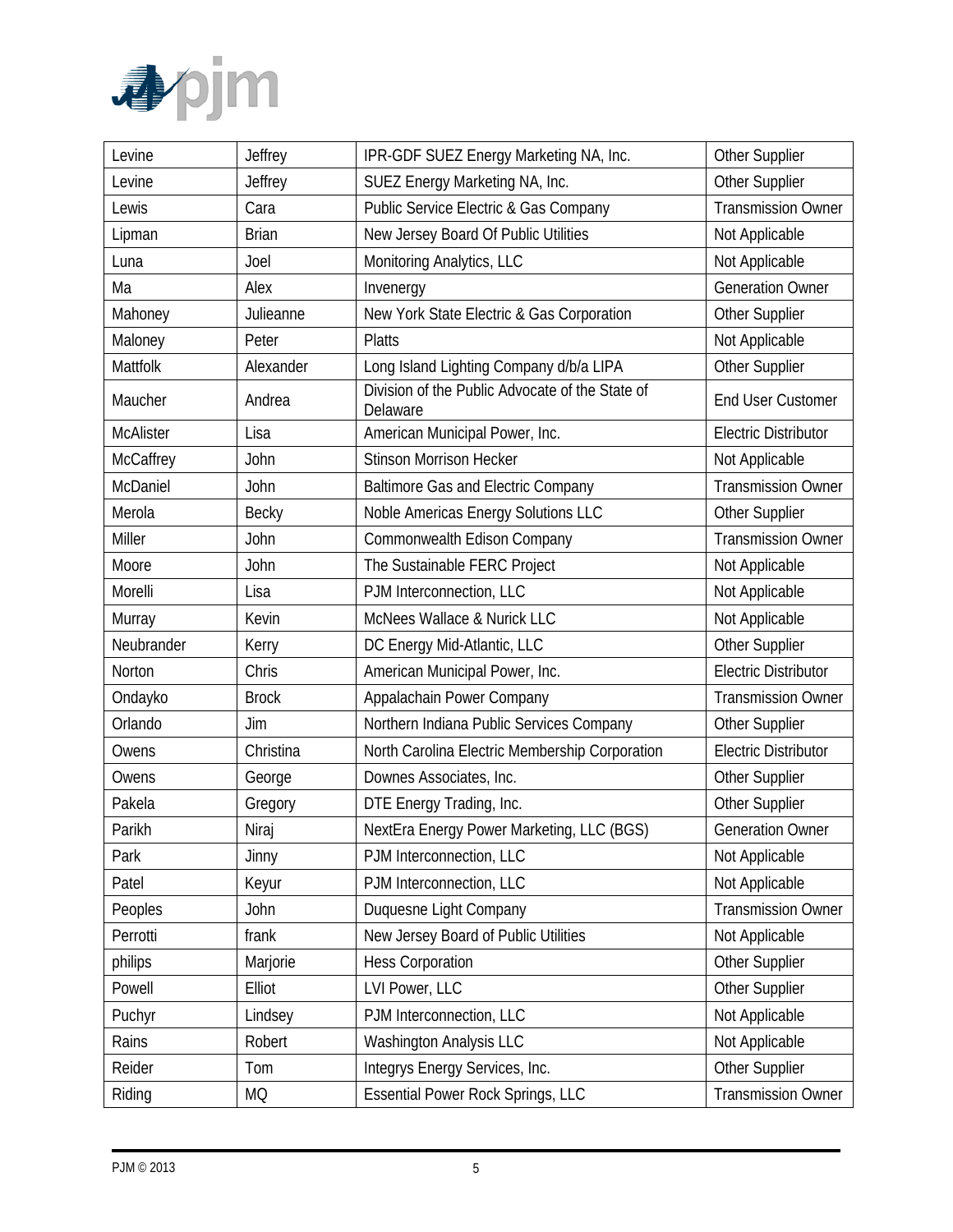| Levine | Jeffrey | IPR-GDF SUEZ Energy Marketing NA, Inc. | Other Supplier |
|---|---|---|---|
| Levine | Jeffrey | SUEZ Energy Marketing NA, Inc. | Other Supplier |
| Lewis | Cara | Public Service Electric & Gas Company | Transmission Owner |
| Lipman | Brian | New Jersey Board Of Public Utilities | Not Applicable |
| Luna | Joel | Monitoring Analytics, LLC | Not Applicable |
| Ma | Alex | Invenergy | Generation Owner |
| Mahoney | Julieanne | New York State Electric & Gas Corporation | Other Supplier |
| Maloney | Peter | Platts | Not Applicable |
| Mattfolk | Alexander | Long Island Lighting Company d/b/a LIPA | Other Supplier |
| Maucher | Andrea | Division of the Public Advocate of the State of Delaware | End User Customer |
| McAlister | Lisa | American Municipal Power, Inc. | Electric Distributor |
| McCaffrey | John | Stinson Morrison Hecker | Not Applicable |
| McDaniel | John | Baltimore Gas and Electric Company | Transmission Owner |
| Merola | Becky | Noble Americas Energy Solutions LLC | Other Supplier |
| Miller | John | Commonwealth Edison Company | Transmission Owner |
| Moore | John | The Sustainable FERC Project | Not Applicable |
| Morelli | Lisa | PJM Interconnection, LLC | Not Applicable |
| Murray | Kevin | McNees Wallace & Nurick LLC | Not Applicable |
| Neubrander | Kerry | DC Energy Mid-Atlantic, LLC | Other Supplier |
| Norton | Chris | American Municipal Power, Inc. | Electric Distributor |
| Ondayko | Brock | Appalachain Power Company | Transmission Owner |
| Orlando | Jim | Northern Indiana Public Services Company | Other Supplier |
| Owens | Christina | North Carolina Electric Membership Corporation | Electric Distributor |
| Owens | George | Downes Associates, Inc. | Other Supplier |
| Pakela | Gregory | DTE Energy Trading, Inc. | Other Supplier |
| Parikh | Niraj | NextEra Energy Power Marketing, LLC (BGS) | Generation Owner |
| Park | Jinny | PJM Interconnection, LLC | Not Applicable |
| Patel | Keyur | PJM Interconnection, LLC | Not Applicable |
| Peoples | John | Duquesne Light Company | Transmission Owner |
| Perrotti | frank | New Jersey Board of Public Utilities | Not Applicable |
| philips | Marjorie | Hess Corporation | Other Supplier |
| Powell | Elliot | LVI Power, LLC | Other Supplier |
| Puchyr | Lindsey | PJM Interconnection, LLC | Not Applicable |
| Rains | Robert | Washington Analysis LLC | Not Applicable |
| Reider | Tom | Integrys Energy Services, Inc. | Other Supplier |
| Riding | MQ | Essential Power Rock Springs, LLC | Transmission Owner |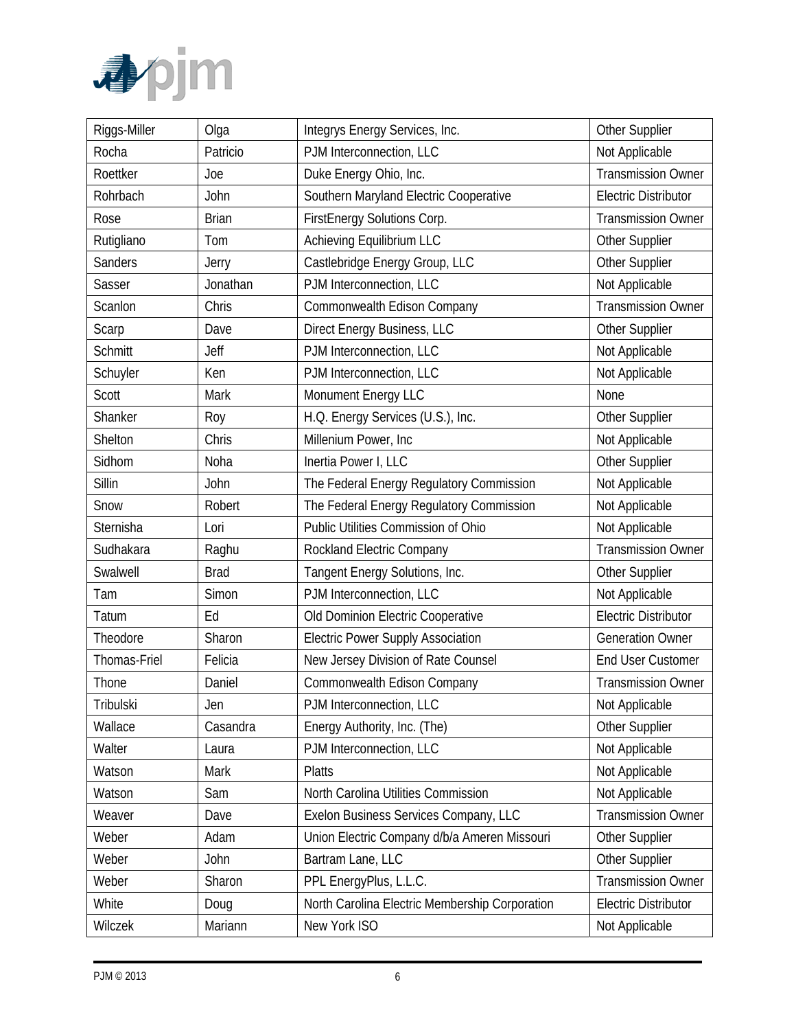| Riggs-Miller | Olga | Integrys Energy Services, Inc. | Other Supplier |
|---|---|---|---|
| Rocha | Patricio | PJM Interconnection, LLC | Not Applicable |
| Roettker | Joe | Duke Energy Ohio, Inc. | Transmission Owner |
| Rohrbach | John | Southern Maryland Electric Cooperative | Electric Distributor |
| Rose | Brian | FirstEnergy Solutions Corp. | Transmission Owner |
| Rutigliano | Tom | Achieving Equilibrium LLC | Other Supplier |
| Sanders | Jerry | Castlebridge Energy Group, LLC | Other Supplier |
| Sasser | Jonathan | PJM Interconnection, LLC | Not Applicable |
| Scanlon | Chris | Commonwealth Edison Company | Transmission Owner |
| Scarp | Dave | Direct Energy Business, LLC | Other Supplier |
| Schmitt | Jeff | PJM Interconnection, LLC | Not Applicable |
| Schuyler | Ken | PJM Interconnection, LLC | Not Applicable |
| Scott | Mark | Monument Energy LLC | None |
| Shanker | Roy | H.Q. Energy Services (U.S.), Inc. | Other Supplier |
| Shelton | Chris | Millenium Power, Inc | Not Applicable |
| Sidhom | Noha | Inertia Power I, LLC | Other Supplier |
| Sillin | John | The Federal Energy Regulatory Commission | Not Applicable |
| Snow | Robert | The Federal Energy Regulatory Commission | Not Applicable |
| Sternisha | Lori | Public Utilities Commission of Ohio | Not Applicable |
| Sudhakara | Raghu | Rockland Electric Company | Transmission Owner |
| Swalwell | Brad | Tangent Energy Solutions, Inc. | Other Supplier |
| Tam | Simon | PJM Interconnection, LLC | Not Applicable |
| Tatum | Ed | Old Dominion Electric Cooperative | Electric Distributor |
| Theodore | Sharon | Electric Power Supply Association | Generation Owner |
| Thomas-Friel | Felicia | New Jersey Division of Rate Counsel | End User Customer |
| Thone | Daniel | Commonwealth Edison Company | Transmission Owner |
| Tribulski | Jen | PJM Interconnection, LLC | Not Applicable |
| Wallace | Casandra | Energy Authority, Inc. (The) | Other Supplier |
| Walter | Laura | PJM Interconnection, LLC | Not Applicable |
| Watson | Mark | Platts | Not Applicable |
| Watson | Sam | North Carolina Utilities Commission | Not Applicable |
| Weaver | Dave | Exelon Business Services Company, LLC | Transmission Owner |
| Weber | Adam | Union Electric Company d/b/a Ameren Missouri | Other Supplier |
| Weber | John | Bartram Lane, LLC | Other Supplier |
| Weber | Sharon | PPL EnergyPlus, L.L.C. | Transmission Owner |
| White | Doug | North Carolina Electric Membership Corporation | Electric Distributor |
| Wilczek | Mariann | New York ISO | Not Applicable |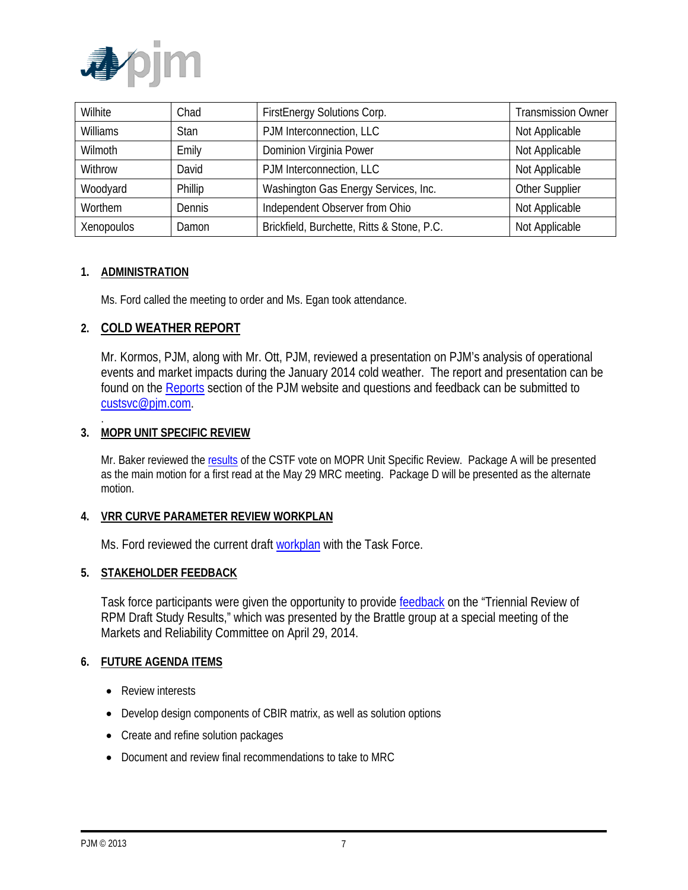| Wilhite | Chad | FirstEnergy Solutions Corp. | Transmission Owner |
|---|---|---|---|
| Williams | Stan | PJM Interconnection, LLC | Not Applicable |
| Wilmoth | Emily | Dominion Virginia Power | Not Applicable |
| Withrow | David | PJM Interconnection, LLC | Not Applicable |
| Woodyard | Phillip | Washington Gas Energy Services, Inc. | Other Supplier |
| Worthem | Dennis | Independent Observer from Ohio | Not Applicable |
| Xenopoulos | Damon | Brickfield, Burchette, Ritts & Stone, P.C. | Not Applicable |

## 1. ADMINISTRATION

Ms. Ford called the meeting to order and Ms. Egan took attendance.

## 2. COLD WEATHER REPORT

Mr. Kormos, PJM, along with Mr. Ott, PJM, reviewed a presentation on PJM's analysis of operational events and market impacts during the January 2014 cold weather. The report and presentation can be found on the Reports section of the PJM website and questions and feedback can be submitted to custsvc@pjm.com.

.

## 3. MOPR UNIT SPECIFIC REVIEW

Mr. Baker reviewed the results of the CSTF vote on MOPR Unit Specific Review. Package A will be presented as the main motion for a first read at the May 29 MRC meeting. Package D will be presented as the alternate motion.

## 4. VRR CURVE PARAMETER REVIEW WORKPLAN

Ms. Ford reviewed the current draft workplan with the Task Force.

## 5. STAKEHOLDER FEEDBACK

Task force participants were given the opportunity to provide feedback on the "Triennial Review of RPM Draft Study Results," which was presented by the Brattle group at a special meeting of the Markets and Reliability Committee on April 29, 2014.

## 6. FUTURE AGENDA ITEMS

- Review interests
- Develop design components of CBIR matrix, as well as solution options
- Create and refine solution packages
- Document and review final recommendations to take to MRC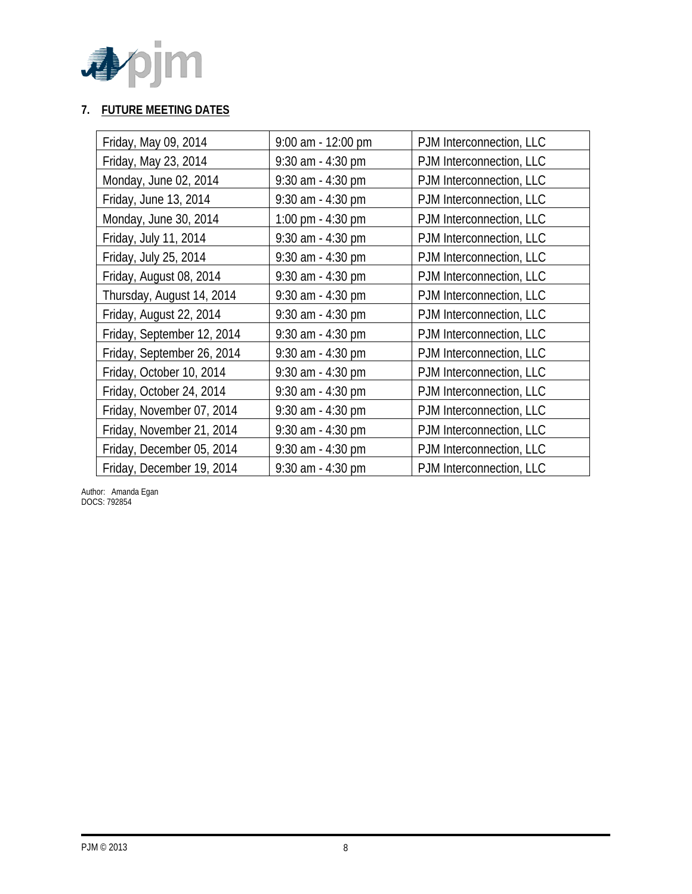## 7. FUTURE MEETING DATES

| | | |
|---|---|---|
| Friday, May 09, 2014 | 9:00 am - 12:00 pm | PJM Interconnection, LLC |
| Friday, May 23, 2014 | 9:30 am - 4:30 pm | PJM Interconnection, LLC |
| Monday, June 02, 2014 | 9:30 am - 4:30 pm | PJM Interconnection, LLC |
| Friday, June 13, 2014 | 9:30 am - 4:30 pm | PJM Interconnection, LLC |
| Monday, June 30, 2014 | 1:00 pm - 4:30 pm | PJM Interconnection, LLC |
| Friday, July 11, 2014 | 9:30 am - 4:30 pm | PJM Interconnection, LLC |
| Friday, July 25, 2014 | 9:30 am - 4:30 pm | PJM Interconnection, LLC |
| Friday, August 08, 2014 | 9:30 am - 4:30 pm | PJM Interconnection, LLC |
| Thursday, August 14, 2014 | 9:30 am - 4:30 pm | PJM Interconnection, LLC |
| Friday, August 22, 2014 | 9:30 am - 4:30 pm | PJM Interconnection, LLC |
| Friday, September 12, 2014 | 9:30 am - 4:30 pm | PJM Interconnection, LLC |
| Friday, September 26, 2014 | 9:30 am - 4:30 pm | PJM Interconnection, LLC |
| Friday, October 10, 2014 | 9:30 am - 4:30 pm | PJM Interconnection, LLC |
| Friday, October 24, 2014 | 9:30 am - 4:30 pm | PJM Interconnection, LLC |
| Friday, November 07, 2014 | 9:30 am - 4:30 pm | PJM Interconnection, LLC |
| Friday, November 21, 2014 | 9:30 am - 4:30 pm | PJM Interconnection, LLC |
| Friday, December 05, 2014 | 9:30 am - 4:30 pm | PJM Interconnection, LLC |
| Friday, December 19, 2014 | 9:30 am - 4:30 pm | PJM Interconnection, LLC |

Author: Amanda Egan
DOCS: 792854